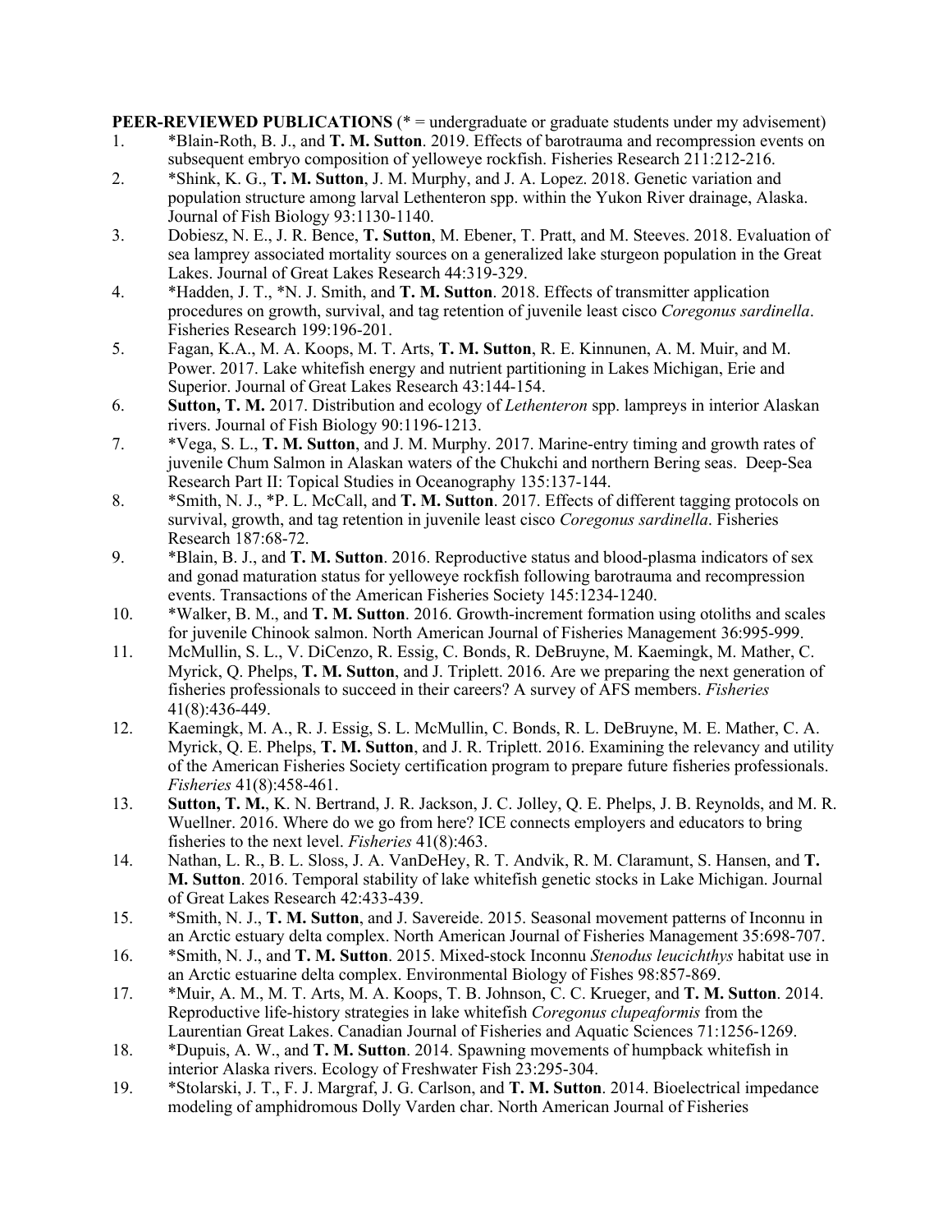**PEER-REVIEWED PUBLICATIONS** (* = undergraduate or graduate students under my advisement)

1. *Blain-Roth, B. J., and **T. M. Sutton**. 2019. Effects of barotrauma and recompression events on subsequent embryo composition of yelloweye rockfish. Fisheries Research 211:212-216.
2. *Shink, K. G., **T. M. Sutton**, J. M. Murphy, and J. A. Lopez. 2018. Genetic variation and population structure among larval Lethenteron spp. within the Yukon River drainage, Alaska. Journal of Fish Biology 93:1130-1140.
3. Dobiesz, N. E., J. R. Bence, **T. Sutton**, M. Ebener, T. Pratt, and M. Steeves. 2018. Evaluation of sea lamprey associated mortality sources on a generalized lake sturgeon population in the Great Lakes. Journal of Great Lakes Research 44:319-329.
4. *Hadden, J. T., *N. J. Smith, and **T. M. Sutton**. 2018. Effects of transmitter application procedures on growth, survival, and tag retention of juvenile least cisco *Coregonus sardinella*. Fisheries Research 199:196-201.
5. Fagan, K.A., M. A. Koops, M. T. Arts, **T. M. Sutton**, R. E. Kinnunen, A. M. Muir, and M. Power. 2017. Lake whitefish energy and nutrient partitioning in Lakes Michigan, Erie and Superior. Journal of Great Lakes Research 43:144-154.
6. **Sutton, T. M.** 2017. Distribution and ecology of *Lethenteron* spp. lampreys in interior Alaskan rivers. Journal of Fish Biology 90:1196-1213.
7. *Vega, S. L., **T. M. Sutton**, and J. M. Murphy. 2017. Marine-entry timing and growth rates of juvenile Chum Salmon in Alaskan waters of the Chukchi and northern Bering seas. Deep-Sea Research Part II: Topical Studies in Oceanography 135:137-144.
8. *Smith, N. J., *P. L. McCall, and **T. M. Sutton**. 2017. Effects of different tagging protocols on survival, growth, and tag retention in juvenile least cisco *Coregonus sardinella*. Fisheries Research 187:68-72.
9. *Blain, B. J., and **T. M. Sutton**. 2016. Reproductive status and blood-plasma indicators of sex and gonad maturation status for yelloweye rockfish following barotrauma and recompression events. Transactions of the American Fisheries Society 145:1234-1240.
10. *Walker, B. M., and **T. M. Sutton**. 2016. Growth-increment formation using otoliths and scales for juvenile Chinook salmon. North American Journal of Fisheries Management 36:995-999.
11. McMullin, S. L., V. DiCenzo, R. Essig, C. Bonds, R. DeBruyne, M. Kaemingk, M. Mather, C. Myrick, Q. Phelps, **T. M. Sutton**, and J. Triplett. 2016. Are we preparing the next generation of fisheries professionals to succeed in their careers? A survey of AFS members. *Fisheries* 41(8):436-449.
12. Kaemingk, M. A., R. J. Essig, S. L. McMullin, C. Bonds, R. L. DeBruyne, M. E. Mather, C. A. Myrick, Q. E. Phelps, **T. M. Sutton**, and J. R. Triplett. 2016. Examining the relevancy and utility of the American Fisheries Society certification program to prepare future fisheries professionals. *Fisheries* 41(8):458-461.
13. **Sutton, T. M.**, K. N. Bertrand, J. R. Jackson, J. C. Jolley, Q. E. Phelps, J. B. Reynolds, and M. R. Wuellner. 2016. Where do we go from here? ICE connects employers and educators to bring fisheries to the next level. *Fisheries* 41(8):463.
14. Nathan, L. R., B. L. Sloss, J. A. VanDeHey, R. T. Andvik, R. M. Claramunt, S. Hansen, and **T. M. Sutton**. 2016. Temporal stability of lake whitefish genetic stocks in Lake Michigan. Journal of Great Lakes Research 42:433-439.
15. *Smith, N. J., **T. M. Sutton**, and J. Savereide. 2015. Seasonal movement patterns of Inconnu in an Arctic estuary delta complex. North American Journal of Fisheries Management 35:698-707.
16. *Smith, N. J., and **T. M. Sutton**. 2015. Mixed-stock Inconnu *Stenodus leucichthys* habitat use in an Arctic estuarine delta complex. Environmental Biology of Fishes 98:857-869.
17. *Muir, A. M., M. T. Arts, M. A. Koops, T. B. Johnson, C. C. Krueger, and **T. M. Sutton**. 2014. Reproductive life-history strategies in lake whitefish *Coregonus clupeaformis* from the Laurentian Great Lakes. Canadian Journal of Fisheries and Aquatic Sciences 71:1256-1269.
18. *Dupuis, A. W., and **T. M. Sutton**. 2014. Spawning movements of humpback whitefish in interior Alaska rivers. Ecology of Freshwater Fish 23:295-304.
19. *Stolarski, J. T., F. J. Margraf, J. G. Carlson, and **T. M. Sutton**. 2014. Bioelectrical impedance modeling of amphidromous Dolly Varden char. North American Journal of Fisheries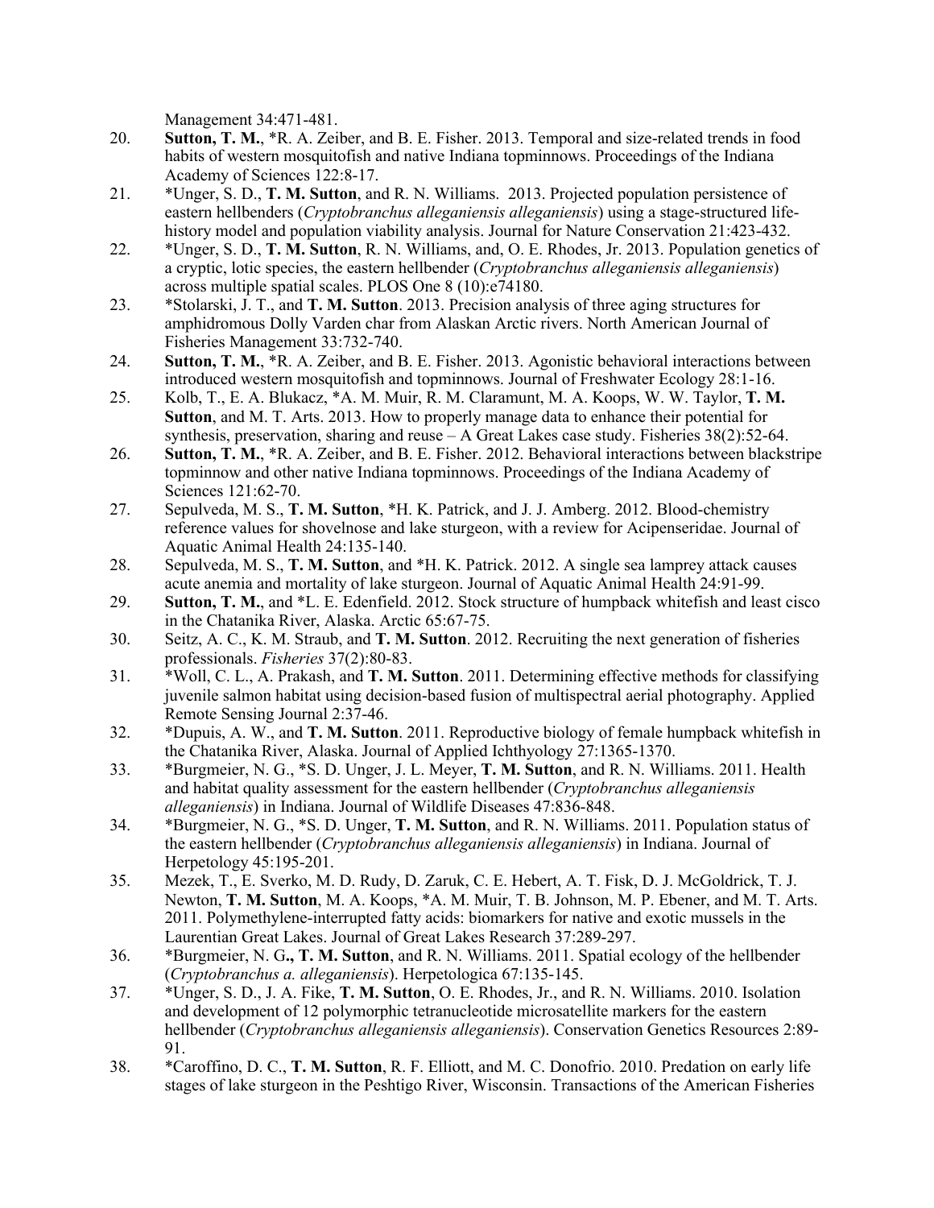Management 34:471-481.

20. **Sutton, T. M.**, *R. A. Zeiber, and B. E. Fisher. 2013. Temporal and size-related trends in food habits of western mosquitofish and native Indiana topminnows. Proceedings of the Indiana Academy of Sciences 122:8-17.
21. *Unger, S. D., **T. M. Sutton**, and R. N. Williams. 2013. Projected population persistence of eastern hellbenders (*Cryptobranchus alleganiensis alleganiensis*) using a stage-structured life-history model and population viability analysis. Journal for Nature Conservation 21:423-432.
22. *Unger, S. D., **T. M. Sutton**, R. N. Williams, and, O. E. Rhodes, Jr. 2013. Population genetics of a cryptic, lotic species, the eastern hellbender (*Cryptobranchus alleganiensis alleganiensis*) across multiple spatial scales. PLOS One 8 (10):e74180.
23. *Stolarski, J. T., and **T. M. Sutton**. 2013. Precision analysis of three aging structures for amphidromous Dolly Varden char from Alaskan Arctic rivers. North American Journal of Fisheries Management 33:732-740.
24. **Sutton, T. M.**, *R. A. Zeiber, and B. E. Fisher. 2013. Agonistic behavioral interactions between introduced western mosquitofish and topminnows. Journal of Freshwater Ecology 28:1-16.
25. Kolb, T., E. A. Blukacz, *A. M. Muir, R. M. Claramunt, M. A. Koops, W. W. Taylor, **T. M. Sutton**, and M. T. Arts. 2013. How to properly manage data to enhance their potential for synthesis, preservation, sharing and reuse – A Great Lakes case study. Fisheries 38(2):52-64.
26. **Sutton, T. M.**, *R. A. Zeiber, and B. E. Fisher. 2012. Behavioral interactions between blackstripe topminnow and other native Indiana topminnows. Proceedings of the Indiana Academy of Sciences 121:62-70.
27. Sepulveda, M. S., **T. M. Sutton**, *H. K. Patrick, and J. J. Amberg. 2012. Blood-chemistry reference values for shovelnose and lake sturgeon, with a review for Acipenseridae. Journal of Aquatic Animal Health 24:135-140.
28. Sepulveda, M. S., **T. M. Sutton**, and *H. K. Patrick. 2012. A single sea lamprey attack causes acute anemia and mortality of lake sturgeon. Journal of Aquatic Animal Health 24:91-99.
29. **Sutton, T. M.**, and *L. E. Edenfield. 2012. Stock structure of humpback whitefish and least cisco in the Chatanika River, Alaska. Arctic 65:67-75.
30. Seitz, A. C., K. M. Straub, and **T. M. Sutton**. 2012. Recruiting the next generation of fisheries professionals. *Fisheries* 37(2):80-83.
31. *Woll, C. L., A. Prakash, and **T. M. Sutton**. 2011. Determining effective methods for classifying juvenile salmon habitat using decision-based fusion of multispectral aerial photography. Applied Remote Sensing Journal 2:37-46.
32. *Dupuis, A. W., and **T. M. Sutton**. 2011. Reproductive biology of female humpback whitefish in the Chatanika River, Alaska. Journal of Applied Ichthyology 27:1365-1370.
33. *Burgmeier, N. G., *S. D. Unger, J. L. Meyer, **T. M. Sutton**, and R. N. Williams. 2011. Health and habitat quality assessment for the eastern hellbender (*Cryptobranchus alleganiensis alleganiensis*) in Indiana. Journal of Wildlife Diseases 47:836-848.
34. *Burgmeier, N. G., *S. D. Unger, **T. M. Sutton**, and R. N. Williams. 2011. Population status of the eastern hellbender (*Cryptobranchus alleganiensis alleganiensis*) in Indiana. Journal of Herpetology 45:195-201.
35. Mezek, T., E. Sverko, M. D. Rudy, D. Zaruk, C. E. Hebert, A. T. Fisk, D. J. McGoldrick, T. J. Newton, **T. M. Sutton**, M. A. Koops, *A. M. Muir, T. B. Johnson, M. P. Ebener, and M. T. Arts. 2011. Polymethylene-interrupted fatty acids: biomarkers for native and exotic mussels in the Laurentian Great Lakes. Journal of Great Lakes Research 37:289-297.
36. *Burgmeier, N. G**., T. M. Sutton**, and R. N. Williams. 2011. Spatial ecology of the hellbender (*Cryptobranchus a. alleganiensis*). Herpetologica 67:135-145.
37. *Unger, S. D., J. A. Fike, **T. M. Sutton**, O. E. Rhodes, Jr., and R. N. Williams. 2010. Isolation and development of 12 polymorphic tetranucleotide microsatellite markers for the eastern hellbender (*Cryptobranchus alleganiensis alleganiensis*). Conservation Genetics Resources 2:89-91.
38. *Caroffino, D. C., **T. M. Sutton**, R. F. Elliott, and M. C. Donofrio. 2010. Predation on early life stages of lake sturgeon in the Peshtigo River, Wisconsin. Transactions of the American Fisheries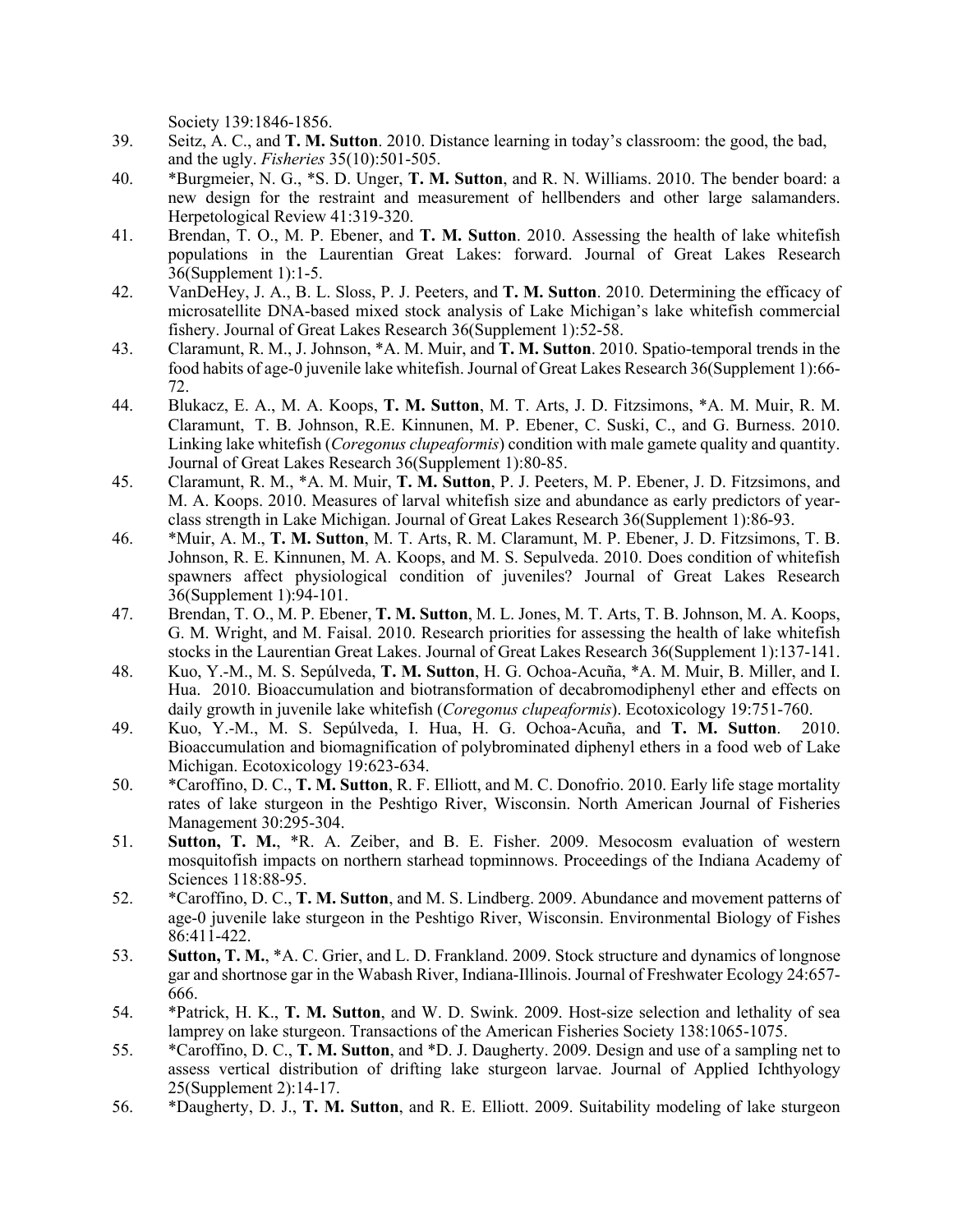Society 139:1846-1856.

39. Seitz, A. C., and **T. M. Sutton**. 2010. Distance learning in today's classroom: the good, the bad, and the ugly. *Fisheries* 35(10):501-505.

40. *Burgmeier, N. G., *S. D. Unger, **T. M. Sutton**, and R. N. Williams. 2010. The bender board: a new design for the restraint and measurement of hellbenders and other large salamanders. Herpetological Review 41:319-320.

41. Brendan, T. O., M. P. Ebener, and **T. M. Sutton**. 2010. Assessing the health of lake whitefish populations in the Laurentian Great Lakes: forward. Journal of Great Lakes Research 36(Supplement 1):1-5.

42. VanDeHey, J. A., B. L. Sloss, P. J. Peeters, and **T. M. Sutton**. 2010. Determining the efficacy of microsatellite DNA-based mixed stock analysis of Lake Michigan's lake whitefish commercial fishery. Journal of Great Lakes Research 36(Supplement 1):52-58.

43. Claramunt, R. M., J. Johnson, *A. M. Muir, and **T. M. Sutton**. 2010. Spatio-temporal trends in the food habits of age-0 juvenile lake whitefish. Journal of Great Lakes Research 36(Supplement 1):66-72.

44. Blukacz, E. A., M. A. Koops, **T. M. Sutton**, M. T. Arts, J. D. Fitzsimons, *A. M. Muir, R. M. Claramunt, T. B. Johnson, R.E. Kinnunen, M. P. Ebener, C. Suski, C., and G. Burness. 2010. Linking lake whitefish (*Coregonus clupeaformis*) condition with male gamete quality and quantity. Journal of Great Lakes Research 36(Supplement 1):80-85.

45. Claramunt, R. M., *A. M. Muir, **T. M. Sutton**, P. J. Peeters, M. P. Ebener, J. D. Fitzsimons, and M. A. Koops. 2010. Measures of larval whitefish size and abundance as early predictors of year-class strength in Lake Michigan. Journal of Great Lakes Research 36(Supplement 1):86-93.

46. *Muir, A. M., **T. M. Sutton**, M. T. Arts, R. M. Claramunt, M. P. Ebener, J. D. Fitzsimons, T. B. Johnson, R. E. Kinnunen, M. A. Koops, and M. S. Sepulveda. 2010. Does condition of whitefish spawners affect physiological condition of juveniles? Journal of Great Lakes Research 36(Supplement 1):94-101.

47. Brendan, T. O., M. P. Ebener, **T. M. Sutton**, M. L. Jones, M. T. Arts, T. B. Johnson, M. A. Koops, G. M. Wright, and M. Faisal. 2010. Research priorities for assessing the health of lake whitefish stocks in the Laurentian Great Lakes. Journal of Great Lakes Research 36(Supplement 1):137-141.

48. Kuo, Y.-M., M. S. Sepúlveda, **T. M. Sutton**, H. G. Ochoa-Acuña, *A. M. Muir, B. Miller, and I. Hua. 2010. Bioaccumulation and biotransformation of decabromodiphenyl ether and effects on daily growth in juvenile lake whitefish (*Coregonus clupeaformis*). Ecotoxicology 19:751-760.

49. Kuo, Y.-M., M. S. Sepúlveda, I. Hua, H. G. Ochoa-Acuña, and **T. M. Sutton**. 2010. Bioaccumulation and biomagnification of polybrominated diphenyl ethers in a food web of Lake Michigan. Ecotoxicology 19:623-634.

50. *Caroffino, D. C., **T. M. Sutton**, R. F. Elliott, and M. C. Donofrio. 2010. Early life stage mortality rates of lake sturgeon in the Peshtigo River, Wisconsin. North American Journal of Fisheries Management 30:295-304.

51. **Sutton, T. M.**, *R. A. Zeiber, and B. E. Fisher. 2009. Mesocosm evaluation of western mosquitofish impacts on northern starhead topminnows. Proceedings of the Indiana Academy of Sciences 118:88-95.

52. *Caroffino, D. C., **T. M. Sutton**, and M. S. Lindberg. 2009. Abundance and movement patterns of age-0 juvenile lake sturgeon in the Peshtigo River, Wisconsin. Environmental Biology of Fishes 86:411-422.

53. **Sutton, T. M.**, *A. C. Grier, and L. D. Frankland. 2009. Stock structure and dynamics of longnose gar and shortnose gar in the Wabash River, Indiana-Illinois. Journal of Freshwater Ecology 24:657-666.

54. *Patrick, H. K., **T. M. Sutton**, and W. D. Swink. 2009. Host-size selection and lethality of sea lamprey on lake sturgeon. Transactions of the American Fisheries Society 138:1065-1075.

55. *Caroffino, D. C., **T. M. Sutton**, and *D. J. Daugherty. 2009. Design and use of a sampling net to assess vertical distribution of drifting lake sturgeon larvae. Journal of Applied Ichthyology 25(Supplement 2):14-17.

56. *Daugherty, D. J., **T. M. Sutton**, and R. E. Elliott. 2009. Suitability modeling of lake sturgeon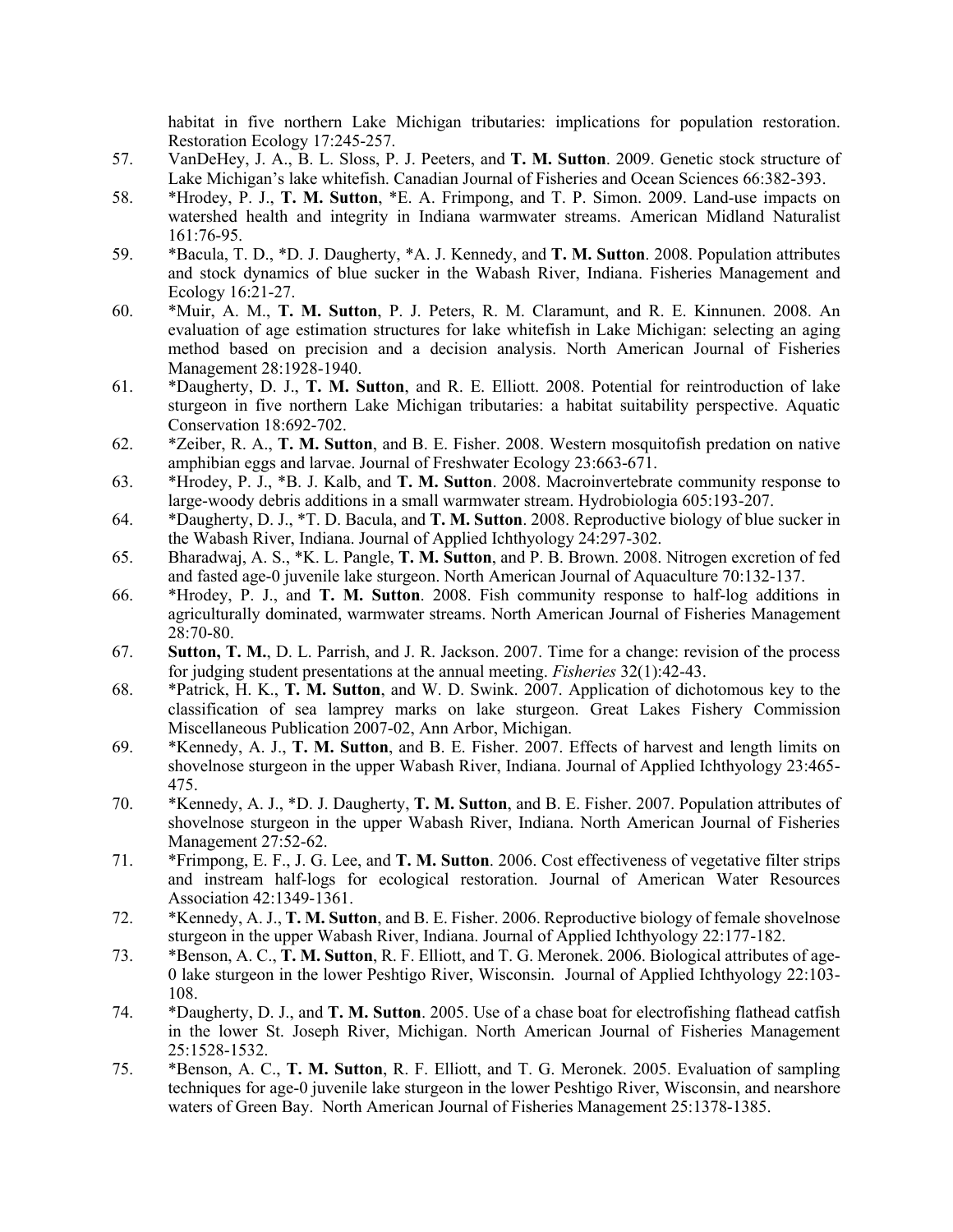habitat in five northern Lake Michigan tributaries: implications for population restoration. Restoration Ecology 17:245-257.

57. VanDeHey, J. A., B. L. Sloss, P. J. Peeters, and **T. M. Sutton**. 2009. Genetic stock structure of Lake Michigan's lake whitefish. Canadian Journal of Fisheries and Ocean Sciences 66:382-393.
58. *Hrodey, P. J., **T. M. Sutton**, *E. A. Frimpong, and T. P. Simon. 2009. Land-use impacts on watershed health and integrity in Indiana warmwater streams. American Midland Naturalist 161:76-95.
59. *Bacula, T. D., *D. J. Daugherty, *A. J. Kennedy, and **T. M. Sutton**. 2008. Population attributes and stock dynamics of blue sucker in the Wabash River, Indiana. Fisheries Management and Ecology 16:21-27.
60. *Muir, A. M., **T. M. Sutton**, P. J. Peters, R. M. Claramunt, and R. E. Kinnunen. 2008. An evaluation of age estimation structures for lake whitefish in Lake Michigan: selecting an aging method based on precision and a decision analysis. North American Journal of Fisheries Management 28:1928-1940.
61. *Daugherty, D. J., **T. M. Sutton**, and R. E. Elliott. 2008. Potential for reintroduction of lake sturgeon in five northern Lake Michigan tributaries: a habitat suitability perspective. Aquatic Conservation 18:692-702.
62. *Zeiber, R. A., **T. M. Sutton**, and B. E. Fisher. 2008. Western mosquitofish predation on native amphibian eggs and larvae. Journal of Freshwater Ecology 23:663-671.
63. *Hrodey, P. J., *B. J. Kalb, and **T. M. Sutton**. 2008. Macroinvertebrate community response to large-woody debris additions in a small warmwater stream. Hydrobiologia 605:193-207.
64. *Daugherty, D. J., *T. D. Bacula, and **T. M. Sutton**. 2008. Reproductive biology of blue sucker in the Wabash River, Indiana. Journal of Applied Ichthyology 24:297-302.
65. Bharadwaj, A. S., *K. L. Pangle, **T. M. Sutton**, and P. B. Brown. 2008. Nitrogen excretion of fed and fasted age-0 juvenile lake sturgeon. North American Journal of Aquaculture 70:132-137.
66. *Hrodey, P. J., and **T. M. Sutton**. 2008. Fish community response to half-log additions in agriculturally dominated, warmwater streams. North American Journal of Fisheries Management 28:70-80.
67. **Sutton, T. M.**, D. L. Parrish, and J. R. Jackson. 2007. Time for a change: revision of the process for judging student presentations at the annual meeting. *Fisheries* 32(1):42-43.
68. *Patrick, H. K., **T. M. Sutton**, and W. D. Swink. 2007. Application of dichotomous key to the classification of sea lamprey marks on lake sturgeon. Great Lakes Fishery Commission Miscellaneous Publication 2007-02, Ann Arbor, Michigan.
69. *Kennedy, A. J., **T. M. Sutton**, and B. E. Fisher. 2007. Effects of harvest and length limits on shovelnose sturgeon in the upper Wabash River, Indiana. Journal of Applied Ichthyology 23:465-475.
70. *Kennedy, A. J., *D. J. Daugherty, **T. M. Sutton**, and B. E. Fisher. 2007. Population attributes of shovelnose sturgeon in the upper Wabash River, Indiana. North American Journal of Fisheries Management 27:52-62.
71. *Frimpong, E. F., J. G. Lee, and **T. M. Sutton**. 2006. Cost effectiveness of vegetative filter strips and instream half-logs for ecological restoration. Journal of American Water Resources Association 42:1349-1361.
72. *Kennedy, A. J., **T. M. Sutton**, and B. E. Fisher. 2006. Reproductive biology of female shovelnose sturgeon in the upper Wabash River, Indiana. Journal of Applied Ichthyology 22:177-182.
73. *Benson, A. C., **T. M. Sutton**, R. F. Elliott, and T. G. Meronek. 2006. Biological attributes of age-0 lake sturgeon in the lower Peshtigo River, Wisconsin. Journal of Applied Ichthyology 22:103-108.
74. *Daugherty, D. J., and **T. M. Sutton**. 2005. Use of a chase boat for electrofishing flathead catfish in the lower St. Joseph River, Michigan. North American Journal of Fisheries Management 25:1528-1532.
75. *Benson, A. C., **T. M. Sutton**, R. F. Elliott, and T. G. Meronek. 2005. Evaluation of sampling techniques for age-0 juvenile lake sturgeon in the lower Peshtigo River, Wisconsin, and nearshore waters of Green Bay. North American Journal of Fisheries Management 25:1378-1385.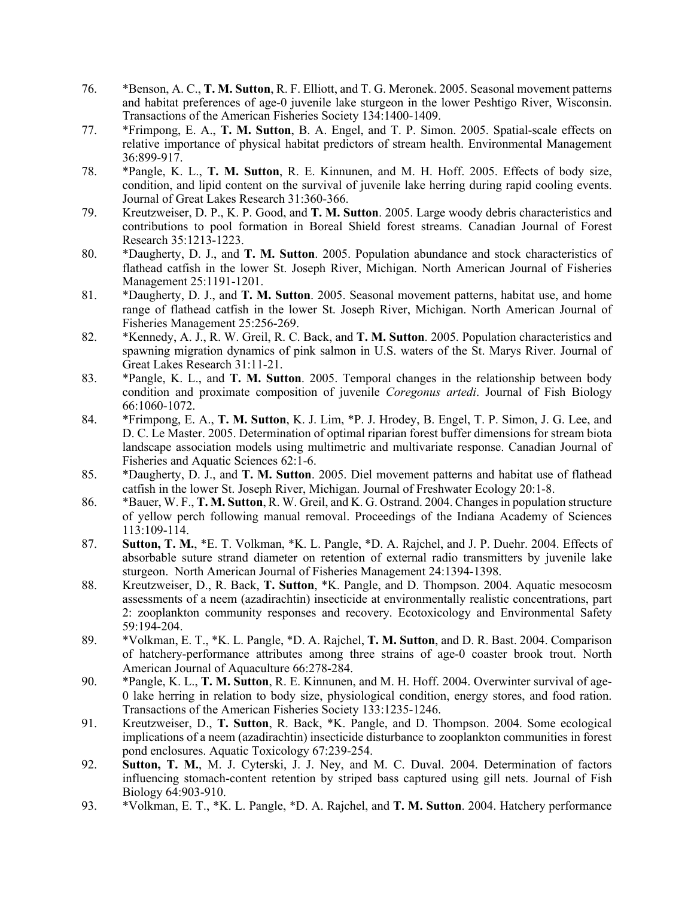76. *Benson, A. C., **T. M. Sutton**, R. F. Elliott, and T. G. Meronek. 2005. Seasonal movement patterns and habitat preferences of age-0 juvenile lake sturgeon in the lower Peshtigo River, Wisconsin. Transactions of the American Fisheries Society 134:1400-1409.
77. *Frimpong, E. A., **T. M. Sutton**, B. A. Engel, and T. P. Simon. 2005. Spatial-scale effects on relative importance of physical habitat predictors of stream health. Environmental Management 36:899-917.
78. *Pangle, K. L., **T. M. Sutton**, R. E. Kinnunen, and M. H. Hoff. 2005. Effects of body size, condition, and lipid content on the survival of juvenile lake herring during rapid cooling events. Journal of Great Lakes Research 31:360-366.
79. Kreutzweiser, D. P., K. P. Good, and **T. M. Sutton**. 2005. Large woody debris characteristics and contributions to pool formation in Boreal Shield forest streams. Canadian Journal of Forest Research 35:1213-1223.
80. *Daugherty, D. J., and **T. M. Sutton**. 2005. Population abundance and stock characteristics of flathead catfish in the lower St. Joseph River, Michigan. North American Journal of Fisheries Management 25:1191-1201.
81. *Daugherty, D. J., and **T. M. Sutton**. 2005. Seasonal movement patterns, habitat use, and home range of flathead catfish in the lower St. Joseph River, Michigan. North American Journal of Fisheries Management 25:256-269.
82. *Kennedy, A. J., R. W. Greil, R. C. Back, and **T. M. Sutton**. 2005. Population characteristics and spawning migration dynamics of pink salmon in U.S. waters of the St. Marys River. Journal of Great Lakes Research 31:11-21.
83. *Pangle, K. L., and **T. M. Sutton**. 2005. Temporal changes in the relationship between body condition and proximate composition of juvenile *Coregonus artedi*. Journal of Fish Biology 66:1060-1072.
84. *Frimpong, E. A., **T. M. Sutton**, K. J. Lim, *P. J. Hrodey, B. Engel, T. P. Simon, J. G. Lee, and D. C. Le Master. 2005. Determination of optimal riparian forest buffer dimensions for stream biota landscape association models using multimetric and multivariate response. Canadian Journal of Fisheries and Aquatic Sciences 62:1-6.
85. *Daugherty, D. J., and **T. M. Sutton**. 2005. Diel movement patterns and habitat use of flathead catfish in the lower St. Joseph River, Michigan. Journal of Freshwater Ecology 20:1-8.
86. *Bauer, W. F., **T. M. Sutton**, R. W. Greil, and K. G. Ostrand. 2004. Changes in population structure of yellow perch following manual removal. Proceedings of the Indiana Academy of Sciences 113:109-114.
87. **Sutton, T. M.**, *E. T. Volkman, *K. L. Pangle, *D. A. Rajchel, and J. P. Duehr. 2004. Effects of absorbable suture strand diameter on retention of external radio transmitters by juvenile lake sturgeon. North American Journal of Fisheries Management 24:1394-1398.
88. Kreutzweiser, D., R. Back, **T. Sutton**, *K. Pangle, and D. Thompson. 2004. Aquatic mesocosm assessments of a neem (azadirachtin) insecticide at environmentally realistic concentrations, part 2: zooplankton community responses and recovery. Ecotoxicology and Environmental Safety 59:194-204.
89. *Volkman, E. T., *K. L. Pangle, *D. A. Rajchel, **T. M. Sutton**, and D. R. Bast. 2004. Comparison of hatchery-performance attributes among three strains of age-0 coaster brook trout. North American Journal of Aquaculture 66:278-284.
90. *Pangle, K. L., **T. M. Sutton**, R. E. Kinnunen, and M. H. Hoff. 2004. Overwinter survival of age-0 lake herring in relation to body size, physiological condition, energy stores, and food ration. Transactions of the American Fisheries Society 133:1235-1246.
91. Kreutzweiser, D., **T. Sutton**, R. Back, *K. Pangle, and D. Thompson. 2004. Some ecological implications of a neem (azadirachtin) insecticide disturbance to zooplankton communities in forest pond enclosures. Aquatic Toxicology 67:239-254.
92. **Sutton, T. M.**, M. J. Cyterski, J. J. Ney, and M. C. Duval. 2004. Determination of factors influencing stomach-content retention by striped bass captured using gill nets. Journal of Fish Biology 64:903-910.
93. *Volkman, E. T., *K. L. Pangle, *D. A. Rajchel, and **T. M. Sutton**. 2004. Hatchery performance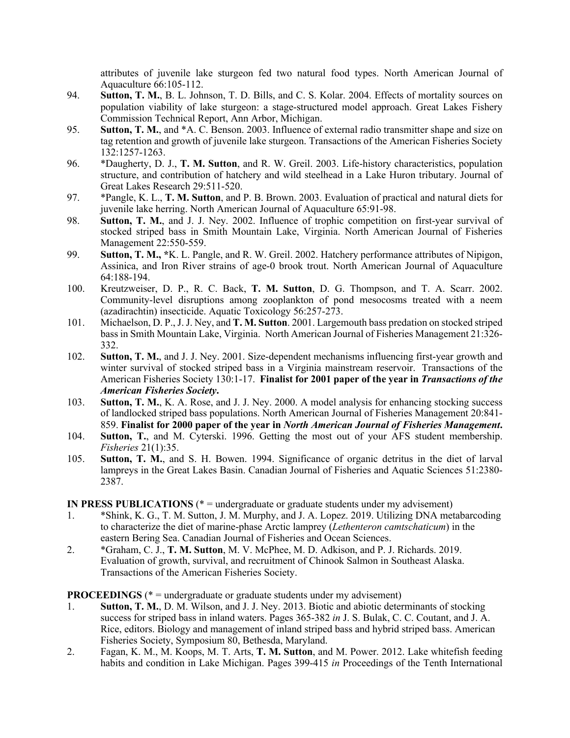attributes of juvenile lake sturgeon fed two natural food types. North American Journal of Aquaculture 66:105-112.

94. **Sutton, T. M.**, B. L. Johnson, T. D. Bills, and C. S. Kolar. 2004. Effects of mortality sources on population viability of lake sturgeon: a stage-structured model approach. Great Lakes Fishery Commission Technical Report, Ann Arbor, Michigan.
95. **Sutton, T. M.**, and *A. C. Benson. 2003. Influence of external radio transmitter shape and size on tag retention and growth of juvenile lake sturgeon. Transactions of the American Fisheries Society 132:1257-1263.
96. *Daugherty, D. J., **T. M. Sutton**, and R. W. Greil. 2003. Life-history characteristics, population structure, and contribution of hatchery and wild steelhead in a Lake Huron tributary. Journal of Great Lakes Research 29:511-520.
97. *Pangle, K. L., **T. M. Sutton**, and P. B. Brown. 2003. Evaluation of practical and natural diets for juvenile lake herring. North American Journal of Aquaculture 65:91-98.
98. **Sutton, T. M.**, and J. J. Ney. 2002. Influence of trophic competition on first-year survival of stocked striped bass in Smith Mountain Lake, Virginia. North American Journal of Fisheries Management 22:550-559.
99. **Sutton, T. M., ***K. L. Pangle, and R. W. Greil. 2002. Hatchery performance attributes of Nipigon, Assinica, and Iron River strains of age-0 brook trout. North American Journal of Aquaculture 64:188-194.
100. Kreutzweiser, D. P., R. C. Back, **T. M. Sutton**, D. G. Thompson, and T. A. Scarr. 2002. Community-level disruptions among zooplankton of pond mesocosms treated with a neem (azadirachtin) insecticide. Aquatic Toxicology 56:257-273.
101. Michaelson, D. P., J. J. Ney, and **T. M. Sutton**. 2001. Largemouth bass predation on stocked striped bass in Smith Mountain Lake, Virginia. North American Journal of Fisheries Management 21:326-332.
102. **Sutton, T. M.**, and J. J. Ney. 2001. Size-dependent mechanisms influencing first-year growth and winter survival of stocked striped bass in a Virginia mainstream reservoir. Transactions of the American Fisheries Society 130:1-17. **Finalist for 2001 paper of the year in *Transactions of the American Fisheries Society*.**
103. **Sutton, T. M.**, K. A. Rose, and J. J. Ney. 2000. A model analysis for enhancing stocking success of landlocked striped bass populations. North American Journal of Fisheries Management 20:841-859. **Finalist for 2000 paper of the year in *North American Journal of Fisheries Management*.**
104. **Sutton, T.**, and M. Cyterski. 1996. Getting the most out of your AFS student membership. *Fisheries* 21(1):35.
105. **Sutton, T. M.**, and S. H. Bowen. 1994. Significance of organic detritus in the diet of larval lampreys in the Great Lakes Basin. Canadian Journal of Fisheries and Aquatic Sciences 51:2380-2387.

**IN PRESS PUBLICATIONS** (* = undergraduate or graduate students under my advisement)

1. *Shink, K. G., T. M. Sutton, J. M. Murphy, and J. A. Lopez. 2019. Utilizing DNA metabarcoding to characterize the diet of marine-phase Arctic lamprey (*Lethenteron camtschaticum*) in the eastern Bering Sea. Canadian Journal of Fisheries and Ocean Sciences.
2. *Graham, C. J., **T. M. Sutton**, M. V. McPhee, M. D. Adkison, and P. J. Richards. 2019. Evaluation of growth, survival, and recruitment of Chinook Salmon in Southeast Alaska. Transactions of the American Fisheries Society.

**PROCEEDINGS** (* = undergraduate or graduate students under my advisement)

1. **Sutton, T. M.**, D. M. Wilson, and J. J. Ney. 2013. Biotic and abiotic determinants of stocking success for striped bass in inland waters. Pages 365-382 *in* J. S. Bulak, C. C. Coutant, and J. A. Rice, editors. Biology and management of inland striped bass and hybrid striped bass. American Fisheries Society, Symposium 80, Bethesda, Maryland.
2. Fagan, K. M., M. Koops, M. T. Arts, **T. M. Sutton**, and M. Power. 2012. Lake whitefish feeding habits and condition in Lake Michigan. Pages 399-415 *in* Proceedings of the Tenth International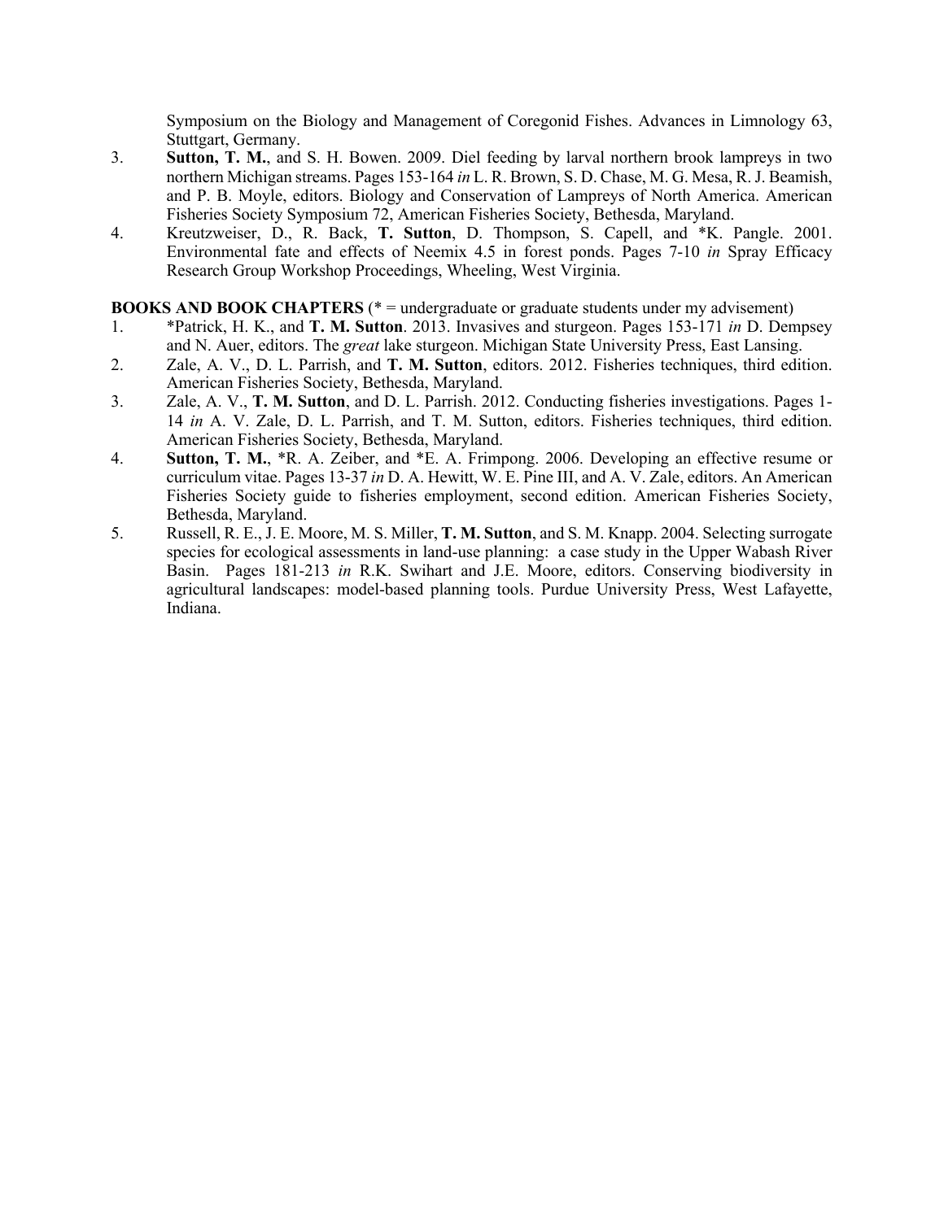Symposium on the Biology and Management of Coregonid Fishes. Advances in Limnology 63, Stuttgart, Germany.

3. **Sutton, T. M.**, and S. H. Bowen. 2009. Diel feeding by larval northern brook lampreys in two northern Michigan streams. Pages 153-164 *in* L. R. Brown, S. D. Chase, M. G. Mesa, R. J. Beamish, and P. B. Moyle, editors. Biology and Conservation of Lampreys of North America. American Fisheries Society Symposium 72, American Fisheries Society, Bethesda, Maryland.
4. Kreutzweiser, D., R. Back, **T. Sutton**, D. Thompson, S. Capell, and *K. Pangle. 2001. Environmental fate and effects of Neemix 4.5 in forest ponds. Pages 7-10 *in* Spray Efficacy Research Group Workshop Proceedings, Wheeling, West Virginia.

**BOOKS AND BOOK CHAPTERS** (* = undergraduate or graduate students under my advisement)

1. *Patrick, H. K., and **T. M. Sutton**. 2013. Invasives and sturgeon. Pages 153-171 *in* D. Dempsey and N. Auer, editors. The *great* lake sturgeon. Michigan State University Press, East Lansing.
2. Zale, A. V., D. L. Parrish, and **T. M. Sutton**, editors. 2012. Fisheries techniques, third edition. American Fisheries Society, Bethesda, Maryland.
3. Zale, A. V., **T. M. Sutton**, and D. L. Parrish. 2012. Conducting fisheries investigations. Pages 1-14 *in* A. V. Zale, D. L. Parrish, and T. M. Sutton, editors. Fisheries techniques, third edition. American Fisheries Society, Bethesda, Maryland.
4. **Sutton, T. M.**, *R. A. Zeiber, and *E. A. Frimpong. 2006. Developing an effective resume or curriculum vitae. Pages 13-37 *in* D. A. Hewitt, W. E. Pine III, and A. V. Zale, editors. An American Fisheries Society guide to fisheries employment, second edition. American Fisheries Society, Bethesda, Maryland.
5. Russell, R. E., J. E. Moore, M. S. Miller, **T. M. Sutton**, and S. M. Knapp. 2004. Selecting surrogate species for ecological assessments in land-use planning: a case study in the Upper Wabash River Basin. Pages 181-213 *in* R.K. Swihart and J.E. Moore, editors. Conserving biodiversity in agricultural landscapes: model-based planning tools. Purdue University Press, West Lafayette, Indiana.